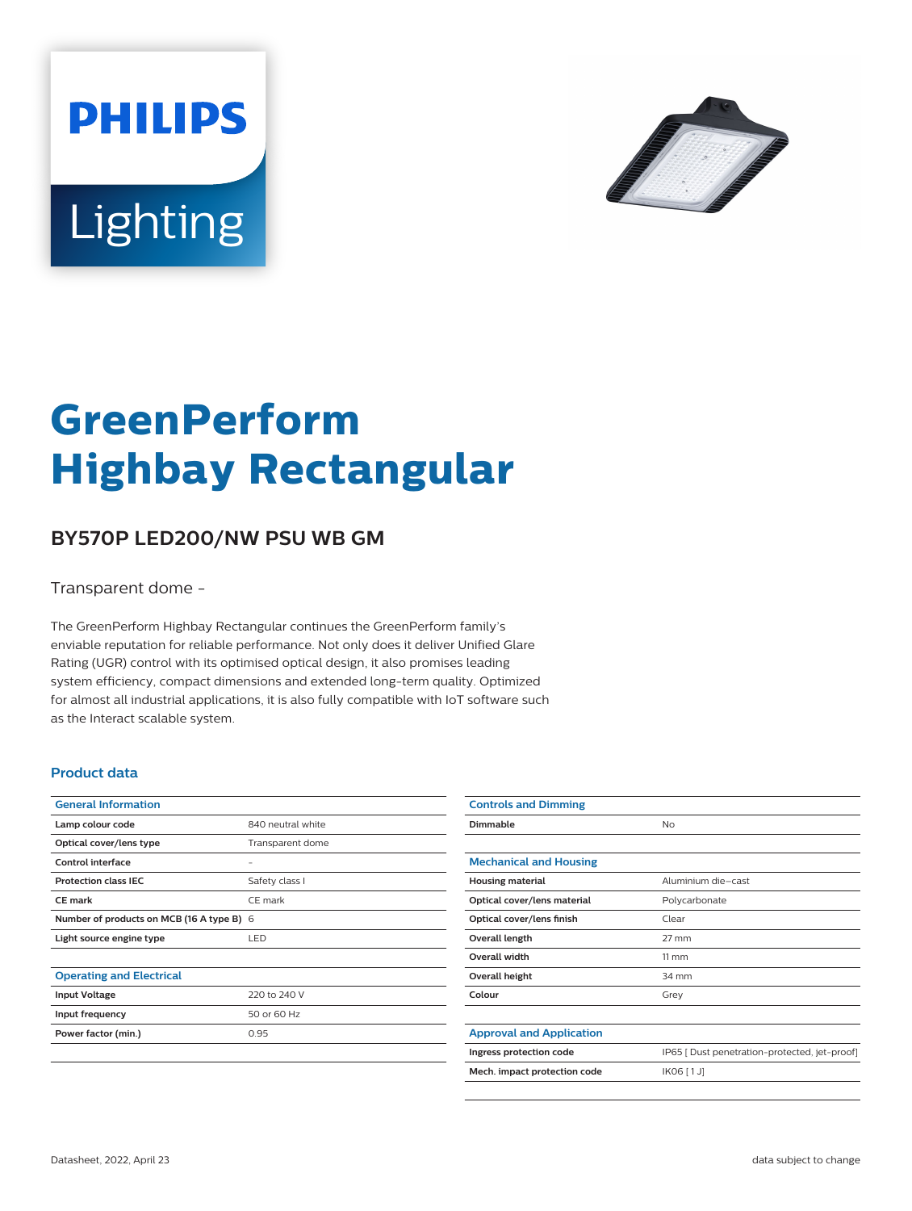# GreenPerform Highbay Rectangular

## BY570P LED200/NW PSU WB GM

Transparent dome -

The GreenPerform Highbay Rectangular continues the GreenPerform family's enviable reputation for reliable performance. Not only does it deliver Unified Glare Rating (UGR) control with its optimised optical design, it also promises leading system efficiency, compact dimensions and extended long-term quality. Optimized for almost all industrial applications, it is also fully compatible with IoT software such as the Interact scalable system.

### Product data

| General Information | |
|---|---|
| Lamp colour code | 840 neutral white |
| Optical cover/lens type | Transparent dome |
| Control interface | - |
| Protection class IEC | Safety class I |
| CE mark | CE mark |
| Number of products on MCB (16 A type B) | 6 |
| Light source engine type | LED |

| Operating and Electrical | |
|---|---|
| Input Voltage | 220 to 240 V |
| Input frequency | 50 or 60 Hz |
| Power factor (min.) | 0.95 |

| Controls and Dimming | |
|---|---|
| Dimmable | No |

| Mechanical and Housing | |
|---|---|
| Housing material | Aluminium die-cast |
| Optical cover/lens material | Polycarbonate |
| Optical cover/lens finish | Clear |
| Overall length | 27 mm |
| Overall width | 11 mm |
| Overall height | 34 mm |
| Colour | Grey |

| Approval and Application | |
|---|---|
| Ingress protection code | IP65 [ Dust penetration-protected, jet-proof] |
| Mech. impact protection code | IK06 [ 1 J] |

Datasheet, 2022, April 23

data subject to change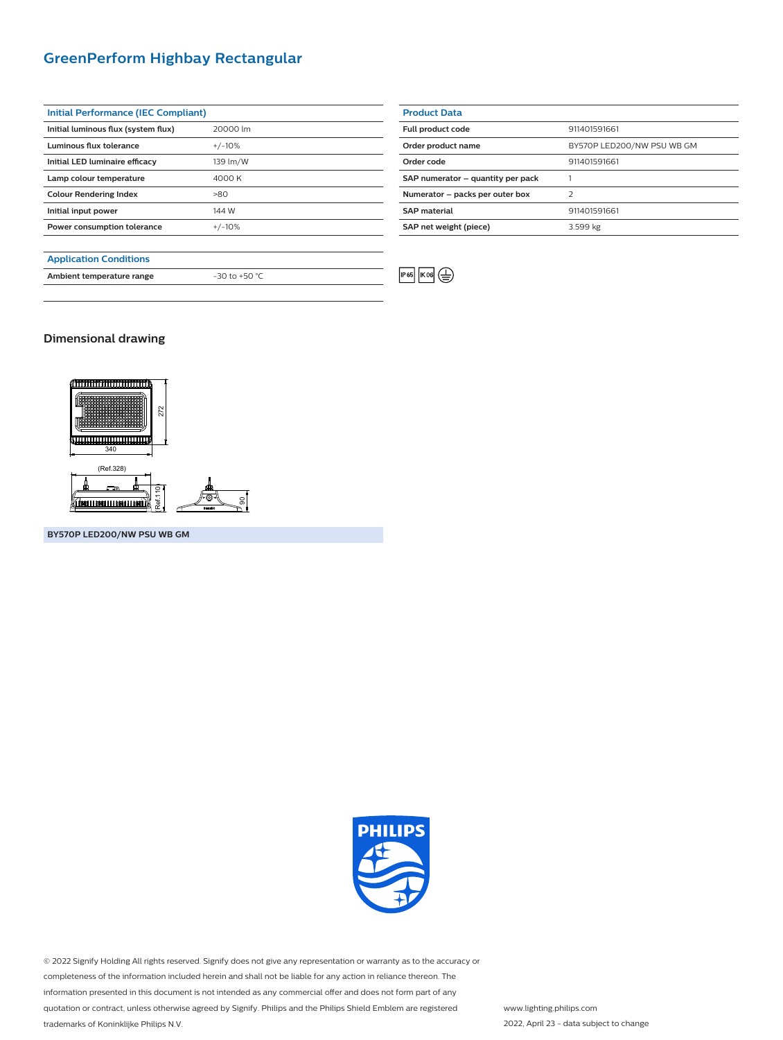## GreenPerform Highbay Rectangular

| Initial Performance (IEC Compliant) | |
|---|---|
| Initial luminous flux (system flux) | 20000 lm |
| Luminous flux tolerance | +/-10% |
| Initial LED luminaire efficacy | 139 lm/W |
| Lamp colour temperature | 4000 K |
| Colour Rendering Index | >80 |
| Initial input power | 144 W |
| Power consumption tolerance | +/-10% |

| Application Conditions | |
|---|---|
| Ambient temperature range | -30 to +50 °C |

| Product Data | |
|---|---|
| Full product code | 911401591661 |
| Order product name | BY570P LED200/NW PSU WB GM |
| Order code | 911401591661 |
| SAP numerator – quantity per pack | 1 |
| Numerator – packs per outer box | 2 |
| SAP material | 911401591661 |
| SAP net weight (piece) | 3.599 kg |

IP65 IK06

### Dimensional drawing

272
340
(Ref.328)
Ref.110
90

**BY570P LED200/NW PSU WB GM**

© 2022 Signify Holding All rights reserved. Signify does not give any representation or warranty as to the accuracy or completeness of the information included herein and shall not be liable for any action in reliance thereon. The information presented in this document is not intended as any commercial offer and does not form part of any quotation or contract, unless otherwise agreed by Signify. Philips and the Philips Shield Emblem are registered trademarks of Koninklijke Philips N.V.

www.lighting.philips.com
2022, April 23 - data subject to change